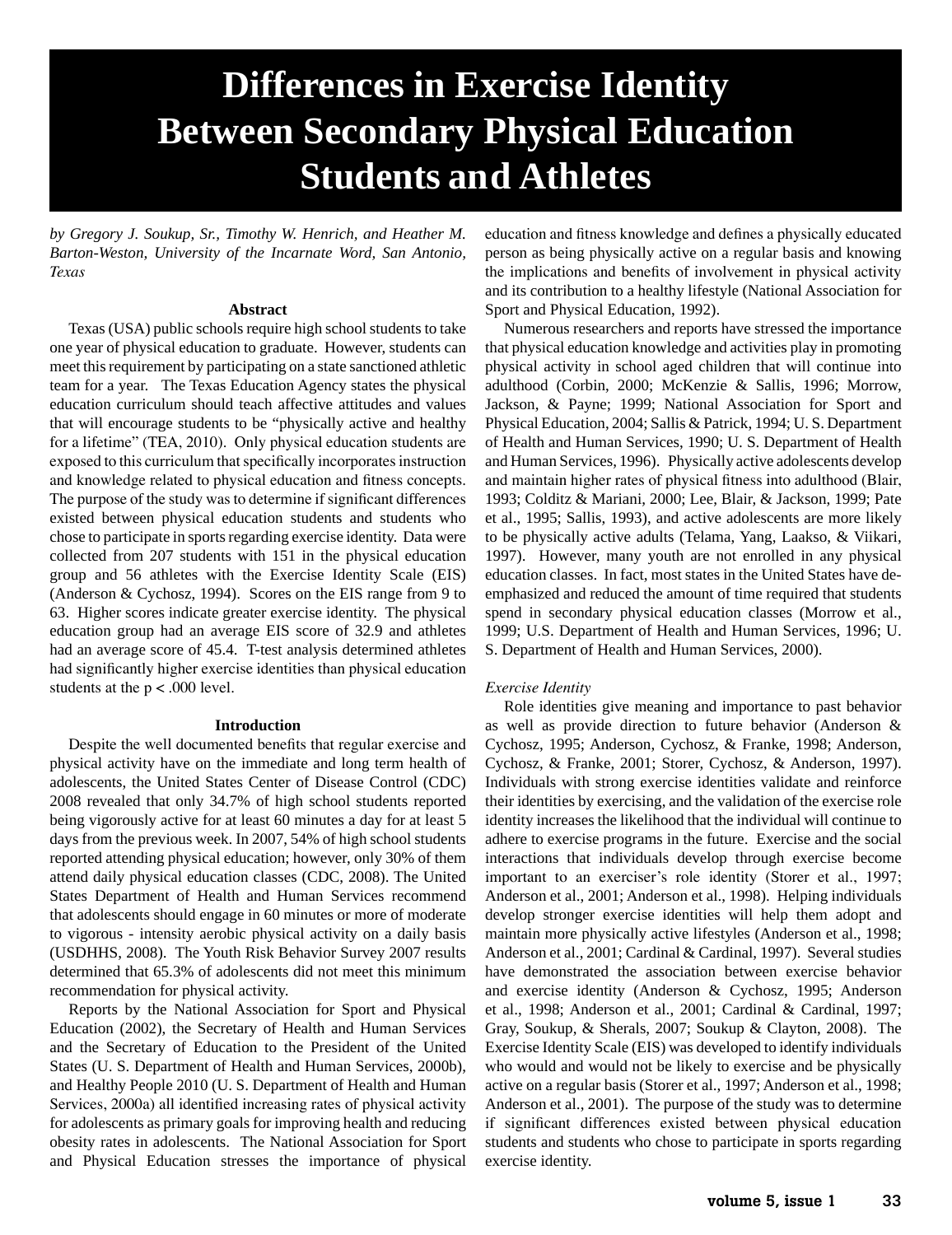# Differences in Exercise Identity Between Secondary Physical Education Students and Athletes

*by Gregory J. Soukup, Sr., Timothy W. Henrich, and Heather M. Barton-Weston, University of the Incarnate Word, San Antonio, Texas*

## Abstract

Texas (USA) public schools require high school students to take one year of physical education to graduate. However, students can meet this requirement by participating on a state sanctioned athletic team for a year. The Texas Education Agency states the physical education curriculum should teach affective attitudes and values that will encourage students to be "physically active and healthy for a lifetime" (TEA, 2010). Only physical education students are exposed to this curriculum that specifically incorporates instruction and knowledge related to physical education and fitness concepts. The purpose of the study was to determine if significant differences existed between physical education students and students who chose to participate in sports regarding exercise identity. Data were collected from 207 students with 151 in the physical education group and 56 athletes with the Exercise Identity Scale (EIS) (Anderson & Cychosz, 1994). Scores on the EIS range from 9 to 63. Higher scores indicate greater exercise identity. The physical education group had an average EIS score of 32.9 and athletes had an average score of 45.4. T-test analysis determined athletes had significantly higher exercise identities than physical education students at the $p < .000$ level.

## Introduction

Despite the well documented benefits that regular exercise and physical activity have on the immediate and long term health of adolescents, the United States Center of Disease Control (CDC) 2008 revealed that only 34.7% of high school students reported being vigorously active for at least 60 minutes a day for at least 5 days from the previous week. In 2007, 54% of high school students reported attending physical education; however, only 30% of them attend daily physical education classes (CDC, 2008). The United States Department of Health and Human Services recommend that adolescents should engage in 60 minutes or more of moderate to vigorous - intensity aerobic physical activity on a daily basis (USDHHS, 2008). The Youth Risk Behavior Survey 2007 results determined that 65.3% of adolescents did not meet this minimum recommendation for physical activity.

Reports by the National Association for Sport and Physical Education (2002), the Secretary of Health and Human Services and the Secretary of Education to the President of the United States (U. S. Department of Health and Human Services, 2000b), and Healthy People 2010 (U. S. Department of Health and Human Services, 2000a) all identified increasing rates of physical activity for adolescents as primary goals for improving health and reducing obesity rates in adolescents. The National Association for Sport and Physical Education stresses the importance of physical education and fitness knowledge and defines a physically educated person as being physically active on a regular basis and knowing the implications and benefits of involvement in physical activity and its contribution to a healthy lifestyle (National Association for Sport and Physical Education, 1992).

Numerous researchers and reports have stressed the importance that physical education knowledge and activities play in promoting physical activity in school aged children that will continue into adulthood (Corbin, 2000; McKenzie & Sallis, 1996; Morrow, Jackson, & Payne; 1999; National Association for Sport and Physical Education, 2004; Sallis & Patrick, 1994; U. S. Department of Health and Human Services, 1990; U. S. Department of Health and Human Services, 1996). Physically active adolescents develop and maintain higher rates of physical fitness into adulthood (Blair, 1993; Colditz & Mariani, 2000; Lee, Blair, & Jackson, 1999; Pate et al., 1995; Sallis, 1993), and active adolescents are more likely to be physically active adults (Telama, Yang, Laakso, & Viikari, 1997). However, many youth are not enrolled in any physical education classes. In fact, most states in the United States have de-emphasized and reduced the amount of time required that students spend in secondary physical education classes (Morrow et al., 1999; U.S. Department of Health and Human Services, 1996; U. S. Department of Health and Human Services, 2000).

### *Exercise Identity*

Role identities give meaning and importance to past behavior as well as provide direction to future behavior (Anderson & Cychosz, 1995; Anderson, Cychosz, & Franke, 1998; Anderson, Cychosz, & Franke, 2001; Storer, Cychosz, & Anderson, 1997). Individuals with strong exercise identities validate and reinforce their identities by exercising, and the validation of the exercise role identity increases the likelihood that the individual will continue to adhere to exercise programs in the future. Exercise and the social interactions that individuals develop through exercise become important to an exerciser's role identity (Storer et al., 1997; Anderson et al., 2001; Anderson et al., 1998). Helping individuals develop stronger exercise identities will help them adopt and maintain more physically active lifestyles (Anderson et al., 1998; Anderson et al., 2001; Cardinal & Cardinal, 1997). Several studies have demonstrated the association between exercise behavior and exercise identity (Anderson & Cychosz, 1995; Anderson et al., 1998; Anderson et al., 2001; Cardinal & Cardinal, 1997; Gray, Soukup, & Sherals, 2007; Soukup & Clayton, 2008). The Exercise Identity Scale (EIS) was developed to identify individuals who would and would not be likely to exercise and be physically active on a regular basis (Storer et al., 1997; Anderson et al., 1998; Anderson et al., 2001). The purpose of the study was to determine if significant differences existed between physical education students and students who chose to participate in sports regarding exercise identity.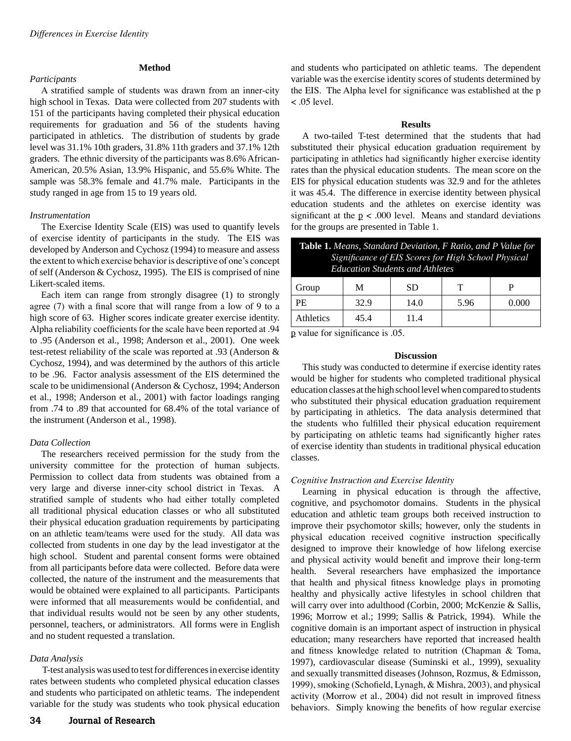## Method

*Participants*

A stratified sample of students was drawn from an inner-city high school in Texas. Data were collected from 207 students with 151 of the participants having completed their physical education requirements for graduation and 56 of the students having participated in athletics. The distribution of students by grade level was 31.1% 10th graders, 31.8% 11th graders and 37.1% 12th graders. The ethnic diversity of the participants was 8.6% African-American, 20.5% Asian, 13.9% Hispanic, and 55.6% White. The sample was 58.3% female and 41.7% male. Participants in the study ranged in age from 15 to 19 years old.

*Instrumentation*

The Exercise Identity Scale (EIS) was used to quantify levels of exercise identity of participants in the study. The EIS was developed by Anderson and Cychosz (1994) to measure and assess the extent to which exercise behavior is descriptive of one's concept of self (Anderson & Cychosz, 1995). The EIS is comprised of nine Likert-scaled items.

Each item can range from strongly disagree (1) to strongly agree (7) with a final score that will range from a low of 9 to a high score of 63. Higher scores indicate greater exercise identity. Alpha reliability coefficients for the scale have been reported at .94 to .95 (Anderson et al., 1998; Anderson et al., 2001). One week test-retest reliability of the scale was reported at .93 (Anderson & Cychosz, 1994), and was determined by the authors of this article to be .96. Factor analysis assessment of the EIS determined the scale to be unidimensional (Anderson & Cychosz, 1994; Anderson et al., 1998; Anderson et al., 2001) with factor loadings ranging from .74 to .89 that accounted for 68.4% of the total variance of the instrument (Anderson et al., 1998).

*Data Collection*

The researchers received permission for the study from the university committee for the protection of human subjects. Permission to collect data from students was obtained from a very large and diverse inner-city school district in Texas. A stratified sample of students who had either totally completed all traditional physical education classes or who all substituted their physical education graduation requirements by participating on an athletic team/teams were used for the study. All data was collected from students in one day by the lead investigator at the high school. Student and parental consent forms were obtained from all participants before data were collected. Before data were collected, the nature of the instrument and the measurements that would be obtained were explained to all participants. Participants were informed that all measurements would be confidential, and that individual results would not be seen by any other students, personnel, teachers, or administrators. All forms were in English and no student requested a translation.

*Data Analysis*

T-test analysis was used to test for differences in exercise identity rates between students who completed physical education classes and students who participated on athletic teams. The independent variable for the study was students who took physical education and students who participated on athletic teams. The dependent variable was the exercise identity scores of students determined by the EIS. The Alpha level for significance was established at the $p < .05$ level.

## Results

A two-tailed T-test determined that the students that had substituted their physical education graduation requirement by participating in athletics had significantly higher exercise identity rates than the physical education students. The mean score on the EIS for physical education students was 32.9 and for the athletes it was 45.4. The difference in exercise identity between physical education students and the athletes on exercise identity was significant at the $p < .000$ level. Means and standard deviations for the groups are presented in Table 1.

**Table 1.** *Means, Standard Deviation, F Ratio, and P Value for Significance of EIS Scores for High School Physical Education Students and Athletes*

| Group | M | SD | T | P |
|---|---|---|---|---|
| PE | 32.9 | 14.0 | 5.96 | 0.000 |
| Athletics | 45.4 | 11.4 | | |

$p$ value for significance is .05.

## Discussion

This study was conducted to determine if exercise identity rates would be higher for students who completed traditional physical education classes at the high school level when compared to students who substituted their physical education graduation requirement by participating in athletics. The data analysis determined that the students who fulfilled their physical education requirement by participating on athletic teams had significantly higher rates of exercise identity than students in traditional physical education classes.

*Cognitive Instruction and Exercise Identity*

Learning in physical education is through the affective, cognitive, and psychomotor domains. Students in the physical education and athletic team groups both received instruction to improve their psychomotor skills; however, only the students in physical education received cognitive instruction specifically designed to improve their knowledge of how lifelong exercise and physical activity would benefit and improve their long-term health. Several researchers have emphasized the importance that health and physical fitness knowledge plays in promoting healthy and physically active lifestyles in school children that will carry over into adulthood (Corbin, 2000; McKenzie & Sallis, 1996; Morrow et al.; 1999; Sallis & Patrick, 1994). While the cognitive domain is an important aspect of instruction in physical education; many researchers have reported that increased health and fitness knowledge related to nutrition (Chapman & Toma, 1997), cardiovascular disease (Suminski et al., 1999), sexuality and sexually transmitted diseases (Johnson, Rozmus, & Edmisson, 1999), smoking (Schofield, Lynagh, & Mishra, 2003), and physical activity (Morrow et al., 2004) did not result in improved fitness behaviors. Simply knowing the benefits of how regular exercise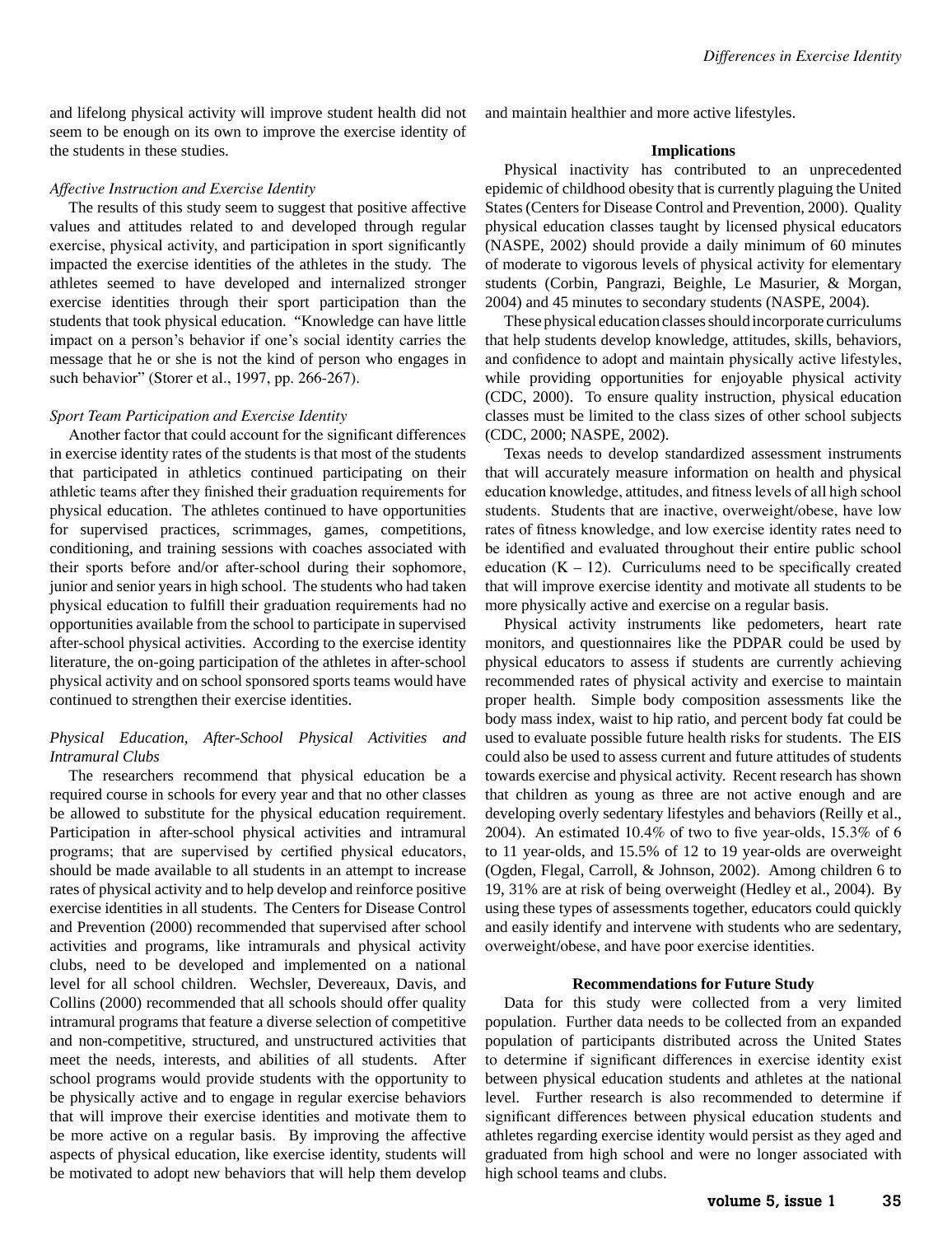and lifelong physical activity will improve student health did not seem to be enough on its own to improve the exercise identity of the students in these studies.

*Affective Instruction and Exercise Identity*

The results of this study seem to suggest that positive affective values and attitudes related to and developed through regular exercise, physical activity, and participation in sport significantly impacted the exercise identities of the athletes in the study. The athletes seemed to have developed and internalized stronger exercise identities through their sport participation than the students that took physical education. "Knowledge can have little impact on a person's behavior if one's social identity carries the message that he or she is not the kind of person who engages in such behavior" (Storer et al., 1997, pp. 266-267).

*Sport Team Participation and Exercise Identity*

Another factor that could account for the significant differences in exercise identity rates of the students is that most of the students that participated in athletics continued participating on their athletic teams after they finished their graduation requirements for physical education. The athletes continued to have opportunities for supervised practices, scrimmages, games, competitions, conditioning, and training sessions with coaches associated with their sports before and/or after-school during their sophomore, junior and senior years in high school. The students who had taken physical education to fulfill their graduation requirements had no opportunities available from the school to participate in supervised after-school physical activities. According to the exercise identity literature, the on-going participation of the athletes in after-school physical activity and on school sponsored sports teams would have continued to strengthen their exercise identities.

*Physical Education, After-School Physical Activities and Intramural Clubs*

The researchers recommend that physical education be a required course in schools for every year and that no other classes be allowed to substitute for the physical education requirement. Participation in after-school physical activities and intramural programs; that are supervised by certified physical educators, should be made available to all students in an attempt to increase rates of physical activity and to help develop and reinforce positive exercise identities in all students. The Centers for Disease Control and Prevention (2000) recommended that supervised after school activities and programs, like intramurals and physical activity clubs, need to be developed and implemented on a national level for all school children. Wechsler, Devereaux, Davis, and Collins (2000) recommended that all schools should offer quality intramural programs that feature a diverse selection of competitive and non-competitive, structured, and unstructured activities that meet the needs, interests, and abilities of all students. After school programs would provide students with the opportunity to be physically active and to engage in regular exercise behaviors that will improve their exercise identities and motivate them to be more active on a regular basis. By improving the affective aspects of physical education, like exercise identity, students will be motivated to adopt new behaviors that will help them develop and maintain healthier and more active lifestyles.

**Implications**

Physical inactivity has contributed to an unprecedented epidemic of childhood obesity that is currently plaguing the United States (Centers for Disease Control and Prevention, 2000). Quality physical education classes taught by licensed physical educators (NASPE, 2002) should provide a daily minimum of 60 minutes of moderate to vigorous levels of physical activity for elementary students (Corbin, Pangrazi, Beighle, Le Masurier, & Morgan, 2004) and 45 minutes to secondary students (NASPE, 2004).

These physical education classes should incorporate curriculums that help students develop knowledge, attitudes, skills, behaviors, and confidence to adopt and maintain physically active lifestyles, while providing opportunities for enjoyable physical activity (CDC, 2000). To ensure quality instruction, physical education classes must be limited to the class sizes of other school subjects (CDC, 2000; NASPE, 2002).

Texas needs to develop standardized assessment instruments that will accurately measure information on health and physical education knowledge, attitudes, and fitness levels of all high school students. Students that are inactive, overweight/obese, have low rates of fitness knowledge, and low exercise identity rates need to be identified and evaluated throughout their entire public school education (K – 12). Curriculums need to be specifically created that will improve exercise identity and motivate all students to be more physically active and exercise on a regular basis.

Physical activity instruments like pedometers, heart rate monitors, and questionnaires like the PDPAR could be used by physical educators to assess if students are currently achieving recommended rates of physical activity and exercise to maintain proper health. Simple body composition assessments like the body mass index, waist to hip ratio, and percent body fat could be used to evaluate possible future health risks for students. The EIS could also be used to assess current and future attitudes of students towards exercise and physical activity. Recent research has shown that children as young as three are not active enough and are developing overly sedentary lifestyles and behaviors (Reilly et al., 2004). An estimated 10.4% of two to five year-olds, 15.3% of 6 to 11 year-olds, and 15.5% of 12 to 19 year-olds are overweight (Ogden, Flegal, Carroll, & Johnson, 2002). Among children 6 to 19, 31% are at risk of being overweight (Hedley et al., 2004). By using these types of assessments together, educators could quickly and easily identify and intervene with students who are sedentary, overweight/obese, and have poor exercise identities.

**Recommendations for Future Study**

Data for this study were collected from a very limited population. Further data needs to be collected from an expanded population of participants distributed across the United States to determine if significant differences in exercise identity exist between physical education students and athletes at the national level. Further research is also recommended to determine if significant differences between physical education students and athletes regarding exercise identity would persist as they aged and graduated from high school and were no longer associated with high school teams and clubs.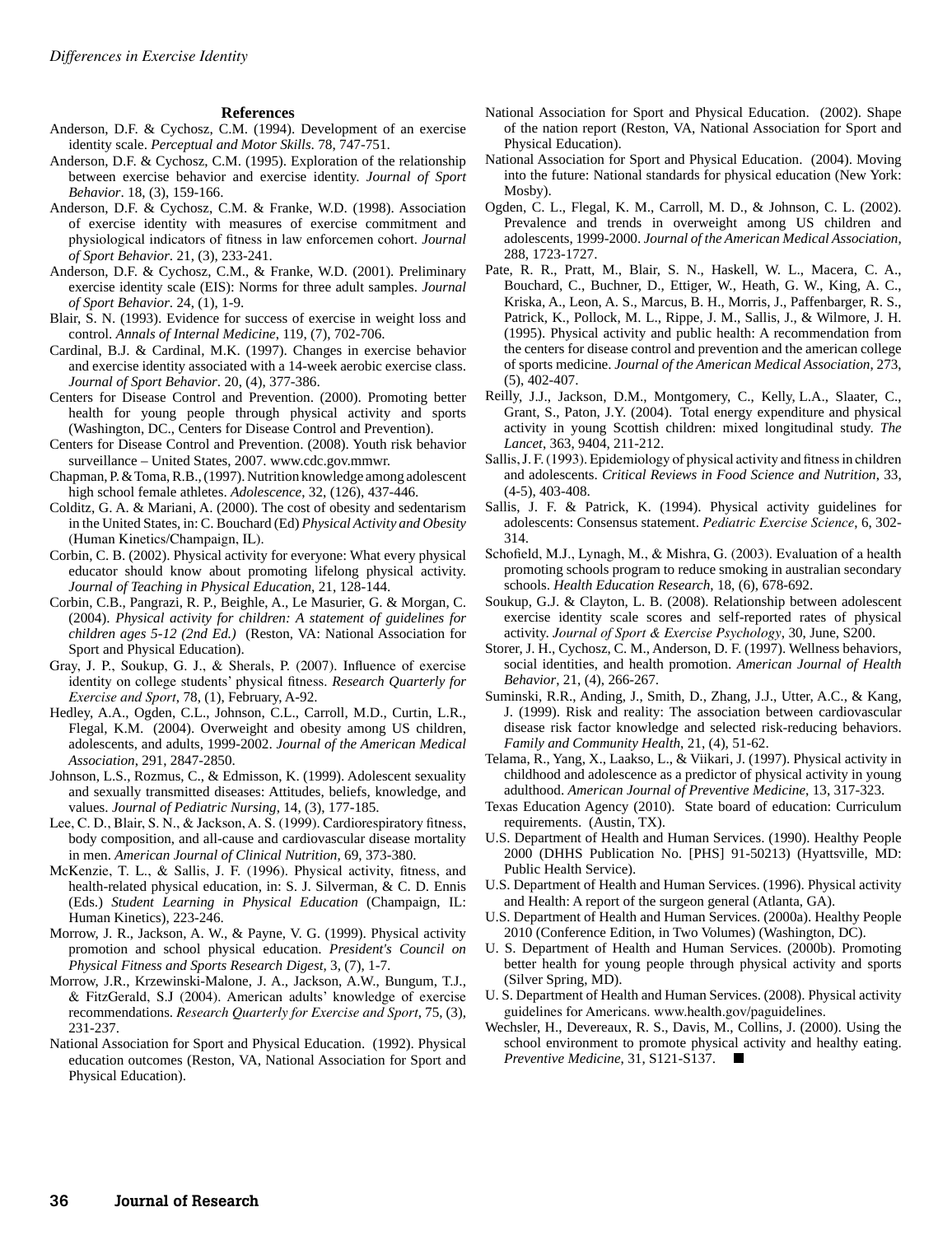## References

Anderson, D.F. & Cychosz, C.M. (1994). Development of an exercise identity scale. *Perceptual and Motor Skills*. 78, 747-751.

Anderson, D.F. & Cychosz, C.M. (1995). Exploration of the relationship between exercise behavior and exercise identity. *Journal of Sport Behavior*. 18, (3), 159-166.

Anderson, D.F. & Cychosz, C.M. & Franke, W.D. (1998). Association of exercise identity with measures of exercise commitment and physiological indicators of fitness in law enforcemen cohort. *Journal of Sport Behavior*. 21, (3), 233-241.

Anderson, D.F. & Cychosz, C.M., & Franke, W.D. (2001). Preliminary exercise identity scale (EIS): Norms for three adult samples. *Journal of Sport Behavior*. 24, (1), 1-9.

Blair, S. N. (1993). Evidence for success of exercise in weight loss and control. *Annals of Internal Medicine*, 119, (7), 702-706.

Cardinal, B.J. & Cardinal, M.K. (1997). Changes in exercise behavior and exercise identity associated with a 14-week aerobic exercise class. *Journal of Sport Behavior*. 20, (4), 377-386.

Centers for Disease Control and Prevention. (2000). Promoting better health for young people through physical activity and sports (Washington, DC., Centers for Disease Control and Prevention).

Centers for Disease Control and Prevention. (2008). Youth risk behavior surveillance – United States, 2007. www.cdc.gov.mmwr.

Chapman, P. & Toma, R.B., (1997). Nutrition knowledge among adolescent high school female athletes. *Adolescence*, 32, (126), 437-446.

Colditz, G. A. & Mariani, A. (2000). The cost of obesity and sedentarism in the United States, in: C. Bouchard (Ed) *Physical Activity and Obesity* (Human Kinetics/Champaign, IL).

Corbin, C. B. (2002). Physical activity for everyone: What every physical educator should know about promoting lifelong physical activity. *Journal of Teaching in Physical Education*, 21, 128-144.

Corbin, C.B., Pangrazi, R. P., Beighle, A., Le Masurier, G. & Morgan, C. (2004). *Physical activity for children: A statement of guidelines for children ages 5-12 (2nd Ed.)* (Reston, VA: National Association for Sport and Physical Education).

Gray, J. P., Soukup, G. J., & Sherals, P. (2007). Influence of exercise identity on college students' physical fitness. *Research Quarterly for Exercise and Sport*, 78, (1), February, A-92.

Hedley, A.A., Ogden, C.L., Johnson, C.L., Carroll, M.D., Curtin, L.R., Flegal, K.M. (2004). Overweight and obesity among US children, adolescents, and adults, 1999-2002. *Journal of the American Medical Association*, 291, 2847-2850.

Johnson, L.S., Rozmus, C., & Edmisson, K. (1999). Adolescent sexuality and sexually transmitted diseases: Attitudes, beliefs, knowledge, and values. *Journal of Pediatric Nursing*, 14, (3), 177-185.

Lee, C. D., Blair, S. N., & Jackson, A. S. (1999). Cardiorespiratory fitness, body composition, and all-cause and cardiovascular disease mortality in men. *American Journal of Clinical Nutrition*, 69, 373-380.

McKenzie, T. L., & Sallis, J. F. (1996). Physical activity, fitness, and health-related physical education, in: S. J. Silverman, & C. D. Ennis (Eds.) *Student Learning in Physical Education* (Champaign, IL: Human Kinetics), 223-246.

Morrow, J. R., Jackson, A. W., & Payne, V. G. (1999). Physical activity promotion and school physical education. *President's Council on Physical Fitness and Sports Research Digest*, 3, (7), 1-7.

Morrow, J.R., Krzewinski-Malone, J. A., Jackson, A.W., Bungum, T.J., & FitzGerald, S.J (2004). American adults' knowledge of exercise recommendations. *Research Quarterly for Exercise and Sport*, 75, (3), 231-237.

National Association for Sport and Physical Education. (1992). Physical education outcomes (Reston, VA, National Association for Sport and Physical Education).

National Association for Sport and Physical Education. (2002). Shape of the nation report (Reston, VA, National Association for Sport and Physical Education).

National Association for Sport and Physical Education. (2004). Moving into the future: National standards for physical education (New York: Mosby).

Ogden, C. L., Flegal, K. M., Carroll, M. D., & Johnson, C. L. (2002). Prevalence and trends in overweight among US children and adolescents, 1999-2000. *Journal of the American Medical Association*, 288, 1723-1727.

Pate, R. R., Pratt, M., Blair, S. N., Haskell, W. L., Macera, C. A., Bouchard, C., Buchner, D., Ettiger, W., Heath, G. W., King, A. C., Kriska, A., Leon, A. S., Marcus, B. H., Morris, J., Paffenbarger, R. S., Patrick, K., Pollock, M. L., Rippe, J. M., Sallis, J., & Wilmore, J. H. (1995). Physical activity and public health: A recommendation from the centers for disease control and prevention and the american college of sports medicine. *Journal of the American Medical Association*, 273, (5), 402-407.

Reilly, J.J., Jackson, D.M., Montgomery, C., Kelly, L.A., Slaater, C., Grant, S., Paton, J.Y. (2004). Total energy expenditure and physical activity in young Scottish children: mixed longitudinal study. *The Lancet*, 363, 9404, 211-212.

Sallis, J. F. (1993). Epidemiology of physical activity and fitness in children and adolescents. *Critical Reviews in Food Science and Nutrition*, 33, (4-5), 403-408.

Sallis, J. F. & Patrick, K. (1994). Physical activity guidelines for adolescents: Consensus statement. *Pediatric Exercise Science*, 6, 302-314.

Schofield, M.J., Lynagh, M., & Mishra, G. (2003). Evaluation of a health promoting schools program to reduce smoking in australian secondary schools. *Health Education Research*, 18, (6), 678-692.

Soukup, G.J. & Clayton, L. B. (2008). Relationship between adolescent exercise identity scale scores and self-reported rates of physical activity. *Journal of Sport & Exercise Psychology*, 30, June, S200.

Storer, J. H., Cychosz, C. M., Anderson, D. F. (1997). Wellness behaviors, social identities, and health promotion. *American Journal of Health Behavior*, 21, (4), 266-267.

Suminski, R.R., Anding, J., Smith, D., Zhang, J.J., Utter, A.C., & Kang, J. (1999). Risk and reality: The association between cardiovascular disease risk factor knowledge and selected risk-reducing behaviors. *Family and Community Health*, 21, (4), 51-62.

Telama, R., Yang, X., Laakso, L., & Viikari, J. (1997). Physical activity in childhood and adolescence as a predictor of physical activity in young adulthood. *American Journal of Preventive Medicine*, 13, 317-323.

Texas Education Agency (2010). State board of education: Curriculum requirements. (Austin, TX).

U.S. Department of Health and Human Services. (1990). Healthy People 2000 (DHHS Publication No. [PHS] 91-50213) (Hyattsville, MD: Public Health Service).

U.S. Department of Health and Human Services. (1996). Physical activity and Health: A report of the surgeon general (Atlanta, GA).

U.S. Department of Health and Human Services. (2000a). Healthy People 2010 (Conference Edition, in Two Volumes) (Washington, DC).

U. S. Department of Health and Human Services. (2000b). Promoting better health for young people through physical activity and sports (Silver Spring, MD).

U. S. Department of Health and Human Services. (2008). Physical activity guidelines for Americans. www.health.gov/paguidelines.

Wechsler, H., Devereaux, R. S., Davis, M., Collins, J. (2000). Using the school environment to promote physical activity and healthy eating. *Preventive Medicine*, 31, S121-S137. ■